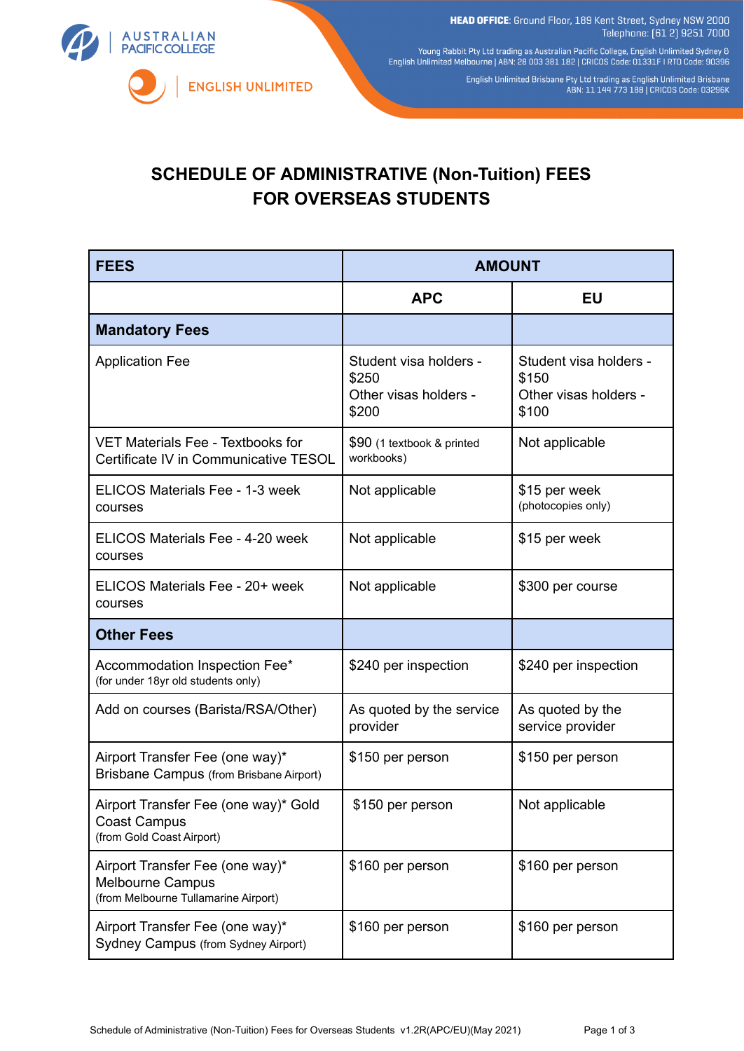**HEAD OFFICE**: Ground Floor, 189 Kent Street, Sydney NSW 2000
Telephone: (61 2) 9251 7000

Young Rabbit Pty Ltd trading as Australian Pacific College, English Unlimited Sydney & English Unlimited Melbourne | ABN: 28 003 381 182 | CRICOS Code: 01331F I RTO Code: 90396

English Unlimited Brisbane Pty Ltd trading as English Unlimited Brisbane
ABN: 11 144 773 188 | CRICOS Code: 03296K

# SCHEDULE OF ADMINISTRATIVE (Non-Tuition) FEES FOR OVERSEAS STUDENTS

| FEES | AMOUNT | |
|---|---|---|
| | **APC** | **EU** |
| **Mandatory Fees** | | |
| Application Fee | Student visa holders - $250<br>Other visas holders - $200 | Student visa holders - $150<br>Other visas holders - $100 |
| VET Materials Fee - Textbooks for Certificate IV in Communicative TESOL | $90 (1 textbook & printed workbooks) | Not applicable |
| ELICOS Materials Fee - 1-3 week courses | Not applicable | $15 per week (photocopies only) |
| ELICOS Materials Fee - 4-20 week courses | Not applicable | $15 per week |
| ELICOS Materials Fee - 20+ week courses | Not applicable | $300 per course |
| **Other Fees** | | |
| Accommodation Inspection Fee* (for under 18yr old students only) | $240 per inspection | $240 per inspection |
| Add on courses (Barista/RSA/Other) | As quoted by the service provider | As quoted by the service provider |
| Airport Transfer Fee (one way)* Brisbane Campus (from Brisbane Airport) | $150 per person | $150 per person |
| Airport Transfer Fee (one way)* Gold Coast Campus (from Gold Coast Airport) | $150 per person | Not applicable |
| Airport Transfer Fee (one way)* Melbourne Campus (from Melbourne Tullamarine Airport) | $160 per person | $160 per person |
| Airport Transfer Fee (one way)* Sydney Campus (from Sydney Airport) | $160 per person | $160 per person |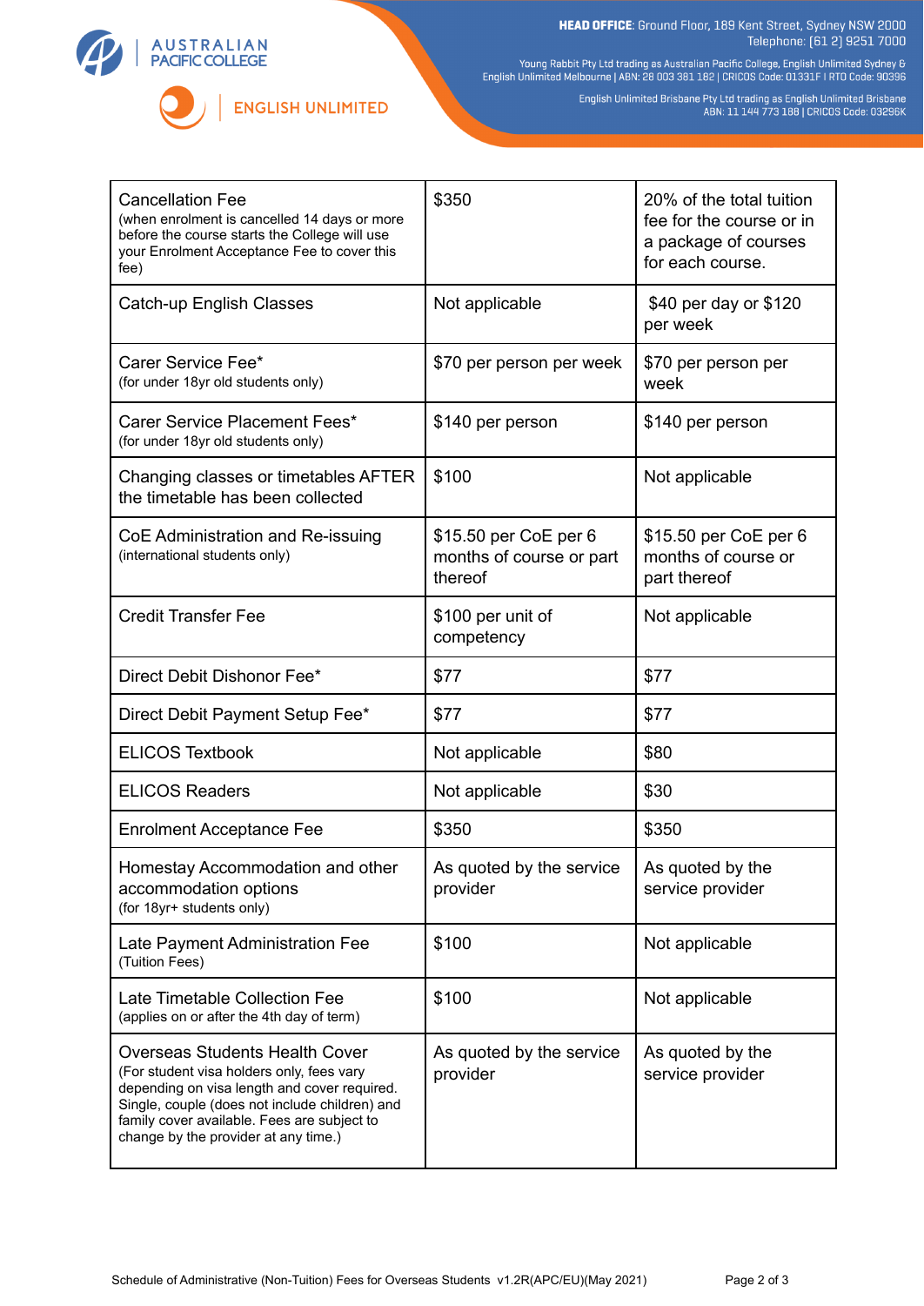| Cancellation Fee (when enrolment is cancelled 14 days or more before the course starts the College will use your Enrolment Acceptance Fee to cover this fee) | $350 | 20% of the total tuition fee for the course or in a package of courses for each course. |
|---|---|---|
| Catch-up English Classes | Not applicable | $40 per day or $120 per week |
| Carer Service Fee* (for under 18yr old students only) | $70 per person per week | $70 per person per week |
| Carer Service Placement Fees* (for under 18yr old students only) | $140 per person | $140 per person |
| Changing classes or timetables AFTER the timetable has been collected | $100 | Not applicable |
| CoE Administration and Re-issuing (international students only) | $15.50 per CoE per 6 months of course or part thereof | $15.50 per CoE per 6 months of course or part thereof |
| Credit Transfer Fee | $100 per unit of competency | Not applicable |
| Direct Debit Dishonor Fee* | $77 | $77 |
| Direct Debit Payment Setup Fee* | $77 | $77 |
| ELICOS Textbook | Not applicable | $80 |
| ELICOS Readers | Not applicable | $30 |
| Enrolment Acceptance Fee | $350 | $350 |
| Homestay Accommodation and other accommodation options (for 18yr+ students only) | As quoted by the service provider | As quoted by the service provider |
| Late Payment Administration Fee (Tuition Fees) | $100 | Not applicable |
| Late Timetable Collection Fee (applies on or after the 4th day of term) | $100 | Not applicable |
| Overseas Students Health Cover (For student visa holders only, fees vary depending on visa length and cover required. Single, couple (does not include children) and family cover available. Fees are subject to change by the provider at any time.) | As quoted by the service provider | As quoted by the service provider |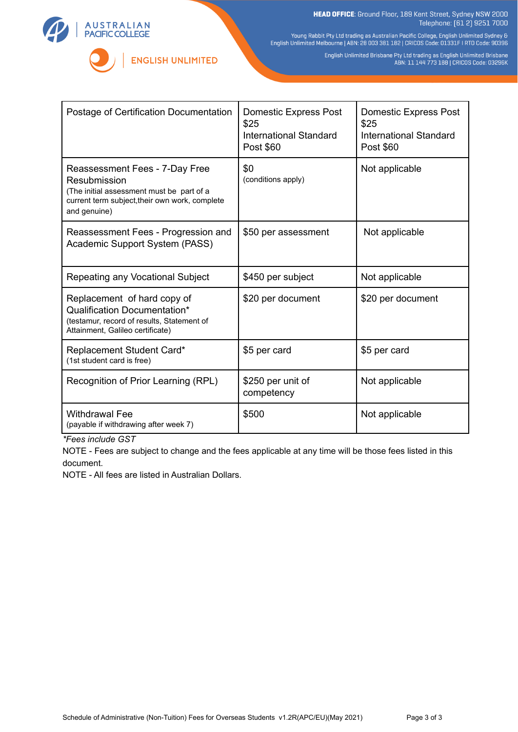| | | |
|---|---|---|
| Postage of Certification Documentation | Domestic Express Post $25<br>International Standard Post $60 | Domestic Express Post $25<br>International Standard Post $60 |
| Reassessment Fees - 7-Day Free Resubmission<br>(The initial assessment must be part of a current term subject,their own work, complete and genuine) | $0<br>(conditions apply) | Not applicable |
| Reassessment Fees - Progression and Academic Support System (PASS) | $50 per assessment | Not applicable |
| Repeating any Vocational Subject | $450 per subject | Not applicable |
| Replacement of hard copy of Qualification Documentation*<br>(testamur, record of results, Statement of Attainment, Galileo certificate) | $20 per document | $20 per document |
| Replacement Student Card*<br>(1st student card is free) | $5 per card | $5 per card |
| Recognition of Prior Learning (RPL) | $250 per unit of competency | Not applicable |
| Withdrawal Fee<br>(payable if withdrawing after week 7) | $500 | Not applicable |

*\*Fees include GST*

NOTE - Fees are subject to change and the fees applicable at any time will be those fees listed in this document.

NOTE - All fees are listed in Australian Dollars.